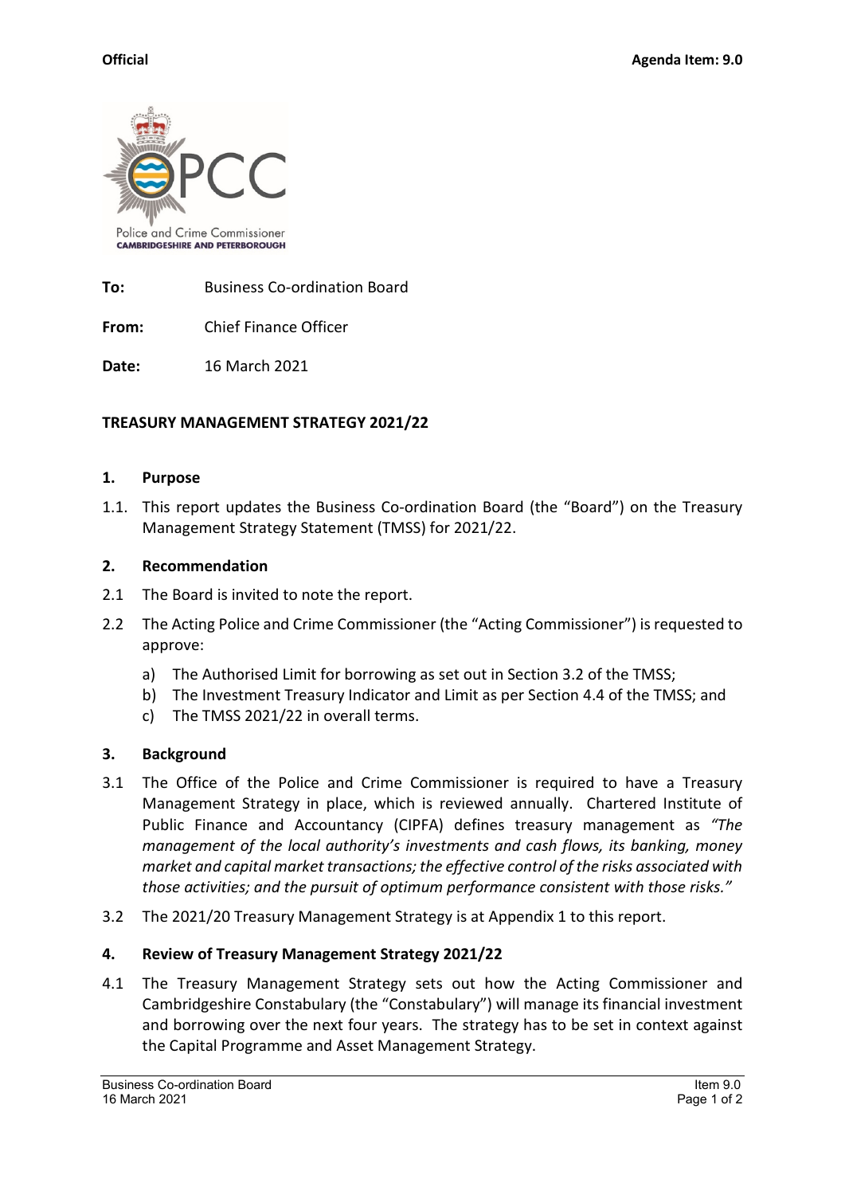**Official** **Agenda Item: 9.0**

Police and Crime Commissioner
CAMBRIDGESHIRE AND PETERBOROUGH

**To:** Business Co-ordination Board

**From:** Chief Finance Officer

**Date:** 16 March 2021

## TREASURY MANAGEMENT STRATEGY 2021/22

### 1. Purpose

1.1. This report updates the Business Co-ordination Board (the "Board") on the Treasury Management Strategy Statement (TMSS) for 2021/22.

### 2. Recommendation

2.1 The Board is invited to note the report.

2.2 The Acting Police and Crime Commissioner (the "Acting Commissioner") is requested to approve:

a) The Authorised Limit for borrowing as set out in Section 3.2 of the TMSS;
b) The Investment Treasury Indicator and Limit as per Section 4.4 of the TMSS; and
c) The TMSS 2021/22 in overall terms.

### 3. Background

3.1 The Office of the Police and Crime Commissioner is required to have a Treasury Management Strategy in place, which is reviewed annually. Chartered Institute of Public Finance and Accountancy (CIPFA) defines treasury management as *"The management of the local authority's investments and cash flows, its banking, money market and capital market transactions; the effective control of the risks associated with those activities; and the pursuit of optimum performance consistent with those risks."*

3.2 The 2021/20 Treasury Management Strategy is at Appendix 1 to this report.

### 4. Review of Treasury Management Strategy 2021/22

4.1 The Treasury Management Strategy sets out how the Acting Commissioner and Cambridgeshire Constabulary (the "Constabulary") will manage its financial investment and borrowing over the next four years. The strategy has to be set in context against the Capital Programme and Asset Management Strategy.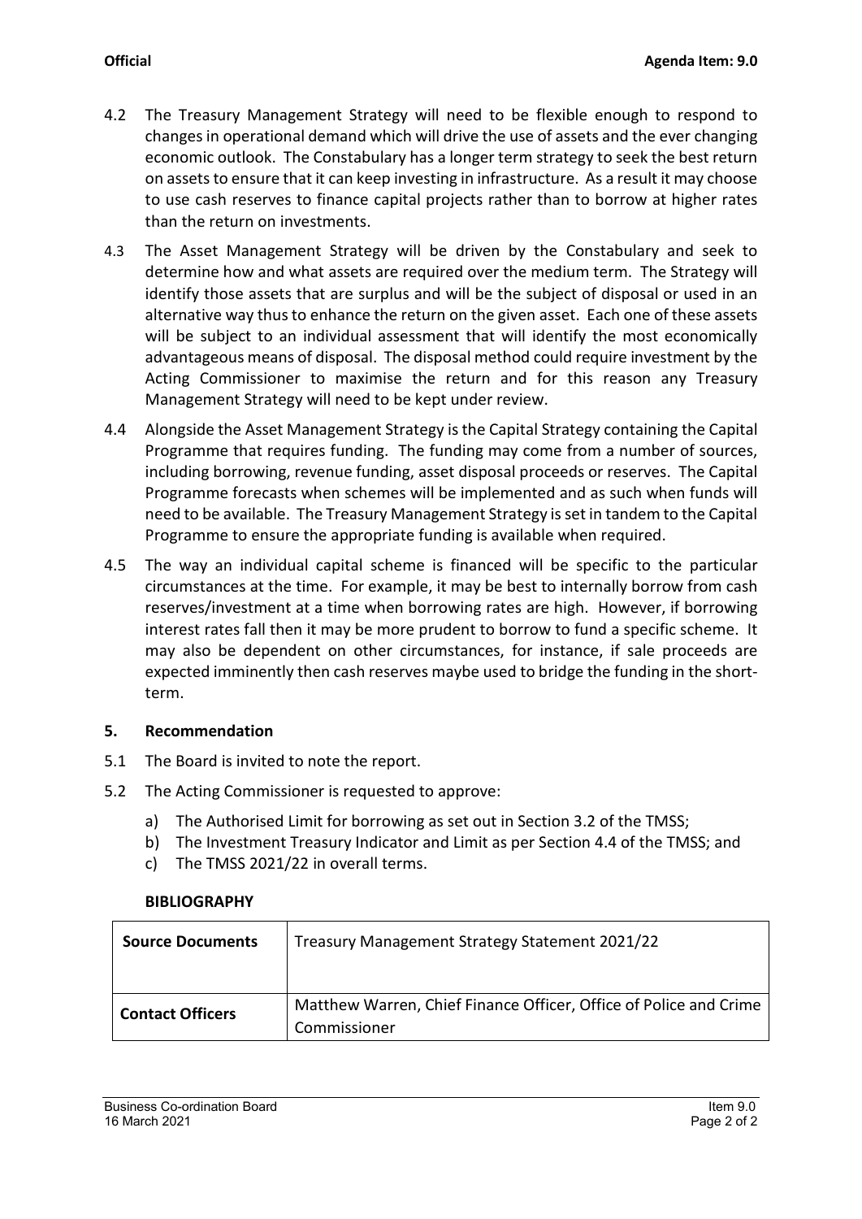4.2 The Treasury Management Strategy will need to be flexible enough to respond to changes in operational demand which will drive the use of assets and the ever changing economic outlook. The Constabulary has a longer term strategy to seek the best return on assets to ensure that it can keep investing in infrastructure. As a result it may choose to use cash reserves to finance capital projects rather than to borrow at higher rates than the return on investments.

4.3 The Asset Management Strategy will be driven by the Constabulary and seek to determine how and what assets are required over the medium term. The Strategy will identify those assets that are surplus and will be the subject of disposal or used in an alternative way thus to enhance the return on the given asset. Each one of these assets will be subject to an individual assessment that will identify the most economically advantageous means of disposal. The disposal method could require investment by the Acting Commissioner to maximise the return and for this reason any Treasury Management Strategy will need to be kept under review.

4.4 Alongside the Asset Management Strategy is the Capital Strategy containing the Capital Programme that requires funding. The funding may come from a number of sources, including borrowing, revenue funding, asset disposal proceeds or reserves. The Capital Programme forecasts when schemes will be implemented and as such when funds will need to be available. The Treasury Management Strategy is set in tandem to the Capital Programme to ensure the appropriate funding is available when required.

4.5 The way an individual capital scheme is financed will be specific to the particular circumstances at the time. For example, it may be best to internally borrow from cash reserves/investment at a time when borrowing rates are high. However, if borrowing interest rates fall then it may be more prudent to borrow to fund a specific scheme. It may also be dependent on other circumstances, for instance, if sale proceeds are expected imminently then cash reserves maybe used to bridge the funding in the short-term.

## 5. Recommendation

5.1 The Board is invited to note the report.

5.2 The Acting Commissioner is requested to approve:

a) The Authorised Limit for borrowing as set out in Section 3.2 of the TMSS;
b) The Investment Treasury Indicator and Limit as per Section 4.4 of the TMSS; and
c) The TMSS 2021/22 in overall terms.

**BIBLIOGRAPHY**

| | |
|---|---|
| **Source Documents** | Treasury Management Strategy Statement 2021/22 |
| **Contact Officers** | Matthew Warren, Chief Finance Officer, Office of Police and Crime Commissioner |